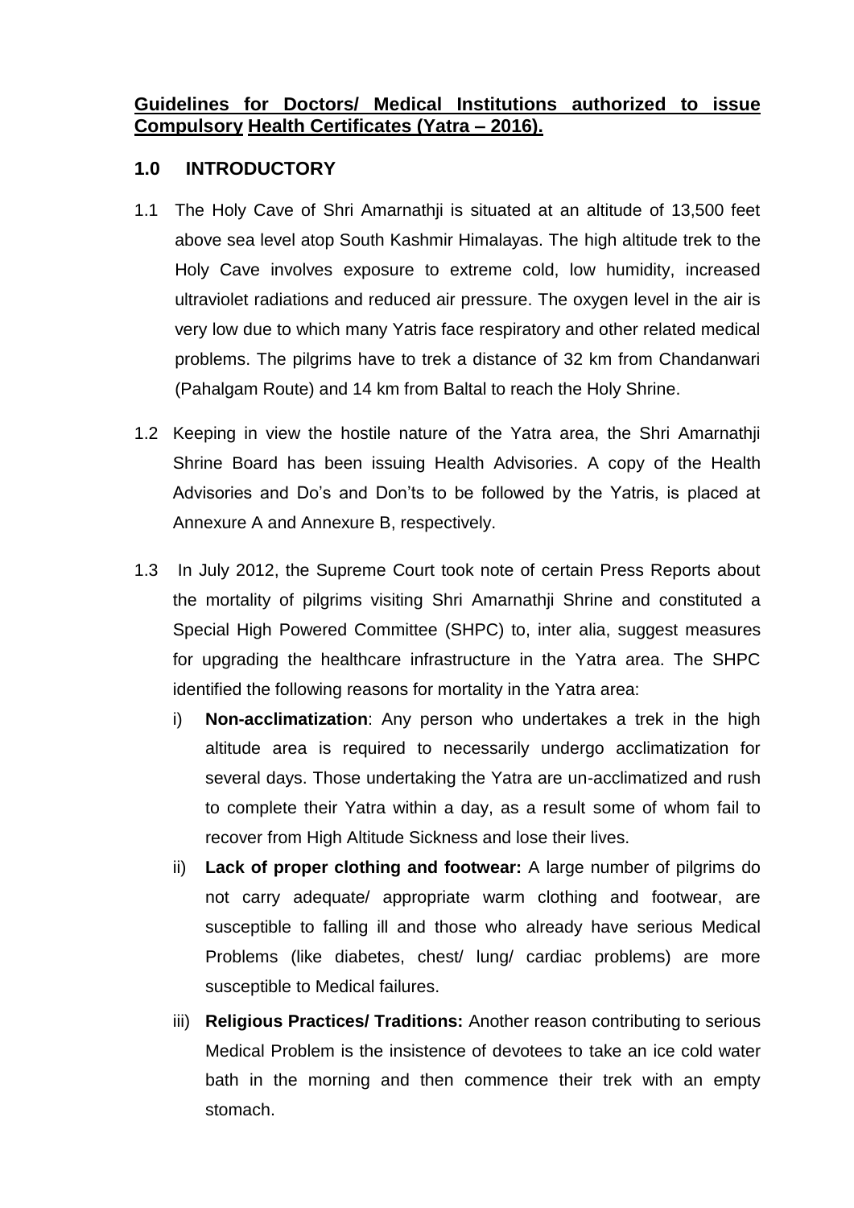# **Guidelines for Doctors/ Medical Institutions authorized to issue Compulsory Health Certificates (Yatra – 2016).**

## **1.0 INTRODUCTORY**

1.1 The Holy Cave of Shri Amarnathji is situated at an altitude of 13,500 feet above sea level atop South Kashmir Himalayas. The high altitude trek to the Holy Cave involves exposure to extreme cold, low humidity, increased ultraviolet radiations and reduced air pressure. The oxygen level in the air is very low due to which many Yatris face respiratory and other related medical problems. The pilgrims have to trek a distance of 32 km from Chandanwari (Pahalgam Route) and 14 km from Baltal to reach the Holy Shrine.

1.2 Keeping in view the hostile nature of the Yatra area, the Shri Amarnathji Shrine Board has been issuing Health Advisories. A copy of the Health Advisories and Do's and Don'ts to be followed by the Yatris, is placed at Annexure A and Annexure B, respectively.

1.3 In July 2012, the Supreme Court took note of certain Press Reports about the mortality of pilgrims visiting Shri Amarnathji Shrine and constituted a Special High Powered Committee (SHPC) to, inter alia, suggest measures for upgrading the healthcare infrastructure in the Yatra area. The SHPC identified the following reasons for mortality in the Yatra area:

i) **Non-acclimatization**: Any person who undertakes a trek in the high altitude area is required to necessarily undergo acclimatization for several days. Those undertaking the Yatra are un-acclimatized and rush to complete their Yatra within a day, as a result some of whom fail to recover from High Altitude Sickness and lose their lives.

ii) **Lack of proper clothing and footwear:** A large number of pilgrims do not carry adequate/ appropriate warm clothing and footwear, are susceptible to falling ill and those who already have serious Medical Problems (like diabetes, chest/ lung/ cardiac problems) are more susceptible to Medical failures.

iii) **Religious Practices/ Traditions:** Another reason contributing to serious Medical Problem is the insistence of devotees to take an ice cold water bath in the morning and then commence their trek with an empty stomach.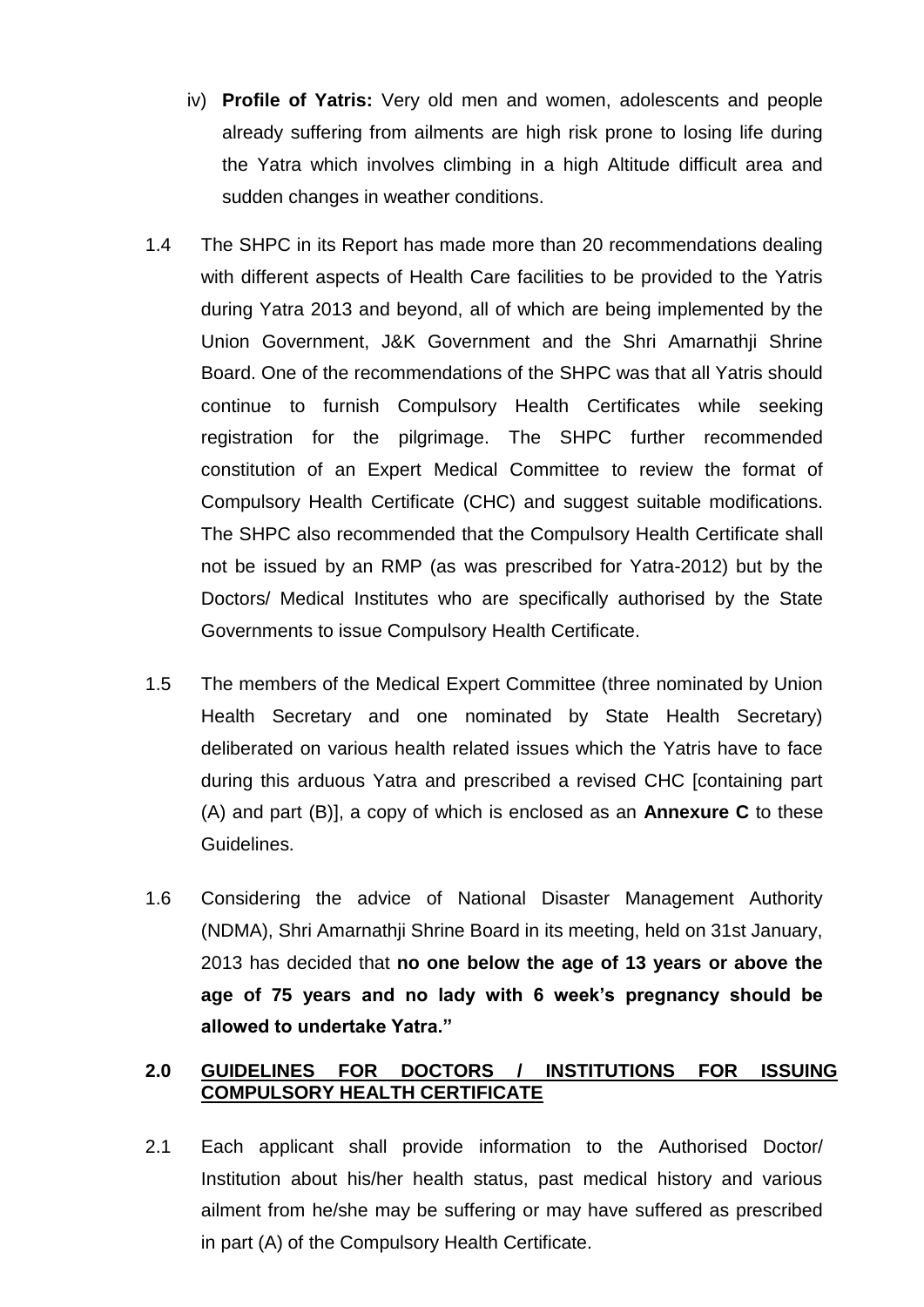iv) **Profile of Yatris:** Very old men and women, adolescents and people already suffering from ailments are high risk prone to losing life during the Yatra which involves climbing in a high Altitude difficult area and sudden changes in weather conditions.

1.4 The SHPC in its Report has made more than 20 recommendations dealing with different aspects of Health Care facilities to be provided to the Yatris during Yatra 2013 and beyond, all of which are being implemented by the Union Government, J&K Government and the Shri Amarnathji Shrine Board. One of the recommendations of the SHPC was that all Yatris should continue to furnish Compulsory Health Certificates while seeking registration for the pilgrimage. The SHPC further recommended constitution of an Expert Medical Committee to review the format of Compulsory Health Certificate (CHC) and suggest suitable modifications. The SHPC also recommended that the Compulsory Health Certificate shall not be issued by an RMP (as was prescribed for Yatra-2012) but by the Doctors/ Medical Institutes who are specifically authorised by the State Governments to issue Compulsory Health Certificate.

1.5 The members of the Medical Expert Committee (three nominated by Union Health Secretary and one nominated by State Health Secretary) deliberated on various health related issues which the Yatris have to face during this arduous Yatra and prescribed a revised CHC [containing part (A) and part (B)], a copy of which is enclosed as an **Annexure C** to these Guidelines.

1.6 Considering the advice of National Disaster Management Authority (NDMA), Shri Amarnathji Shrine Board in its meeting, held on 31st January, 2013 has decided that **no one below the age of 13 years or above the age of 75 years and no lady with 6 week's pregnancy should be allowed to undertake Yatra."**

## 2.0 GUIDELINES FOR DOCTORS / INSTITUTIONS FOR ISSUING COMPULSORY HEALTH CERTIFICATE

2.1 Each applicant shall provide information to the Authorised Doctor/ Institution about his/her health status, past medical history and various ailment from he/she may be suffering or may have suffered as prescribed in part (A) of the Compulsory Health Certificate.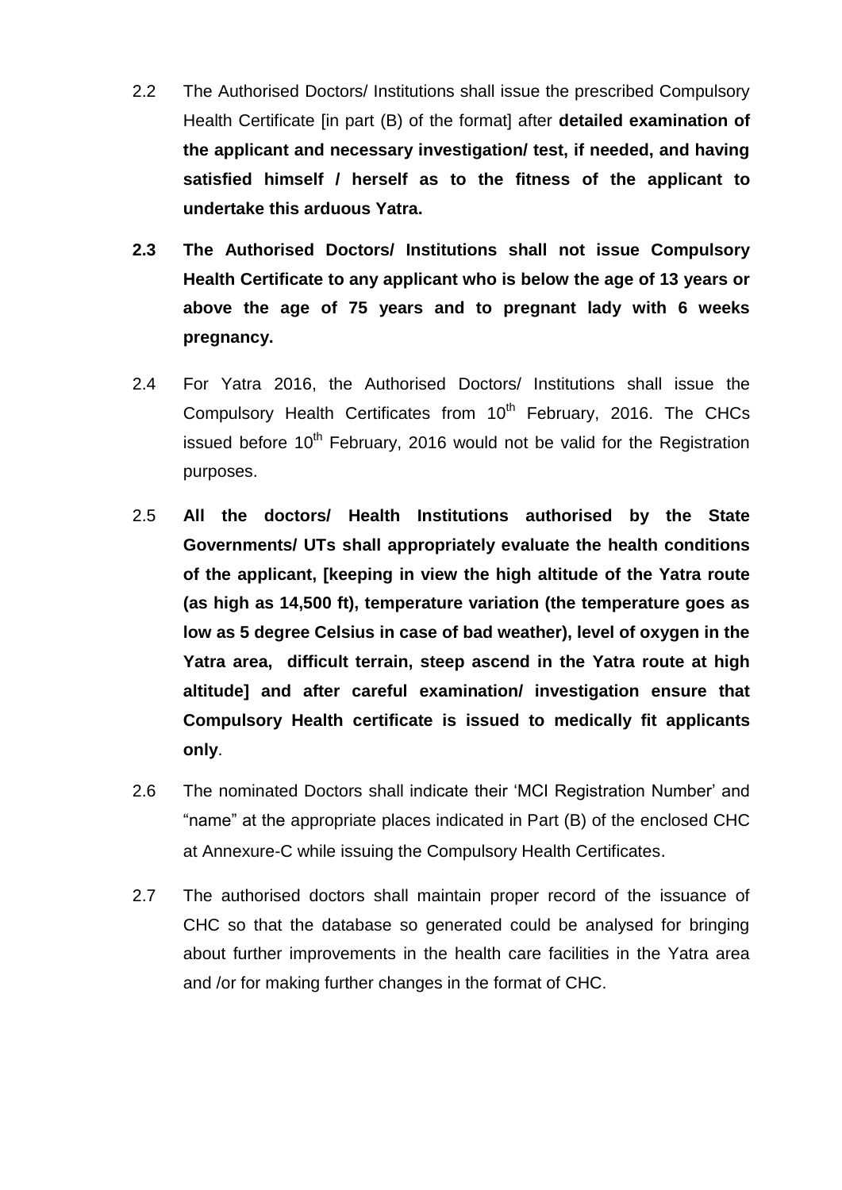2.2 The Authorised Doctors/ Institutions shall issue the prescribed Compulsory Health Certificate [in part (B) of the format] after **detailed examination of the applicant and necessary investigation/ test, if needed, and having satisfied himself / herself as to the fitness of the applicant to undertake this arduous Yatra.**

**2.3 The Authorised Doctors/ Institutions shall not issue Compulsory Health Certificate to any applicant who is below the age of 13 years or above the age of 75 years and to pregnant lady with 6 weeks pregnancy.**

2.4 For Yatra 2016, the Authorised Doctors/ Institutions shall issue the Compulsory Health Certificates from 10th February, 2016. The CHCs issued before 10th February, 2016 would not be valid for the Registration purposes.

2.5 **All the doctors/ Health Institutions authorised by the State Governments/ UTs shall appropriately evaluate the health conditions of the applicant, [keeping in view the high altitude of the Yatra route (as high as 14,500 ft), temperature variation (the temperature goes as low as 5 degree Celsius in case of bad weather), level of oxygen in the Yatra area, difficult terrain, steep ascend in the Yatra route at high altitude] and after careful examination/ investigation ensure that Compulsory Health certificate is issued to medically fit applicants only**.

2.6 The nominated Doctors shall indicate their 'MCI Registration Number' and "name" at the appropriate places indicated in Part (B) of the enclosed CHC at Annexure-C while issuing the Compulsory Health Certificates.

2.7 The authorised doctors shall maintain proper record of the issuance of CHC so that the database so generated could be analysed for bringing about further improvements in the health care facilities in the Yatra area and /or for making further changes in the format of CHC.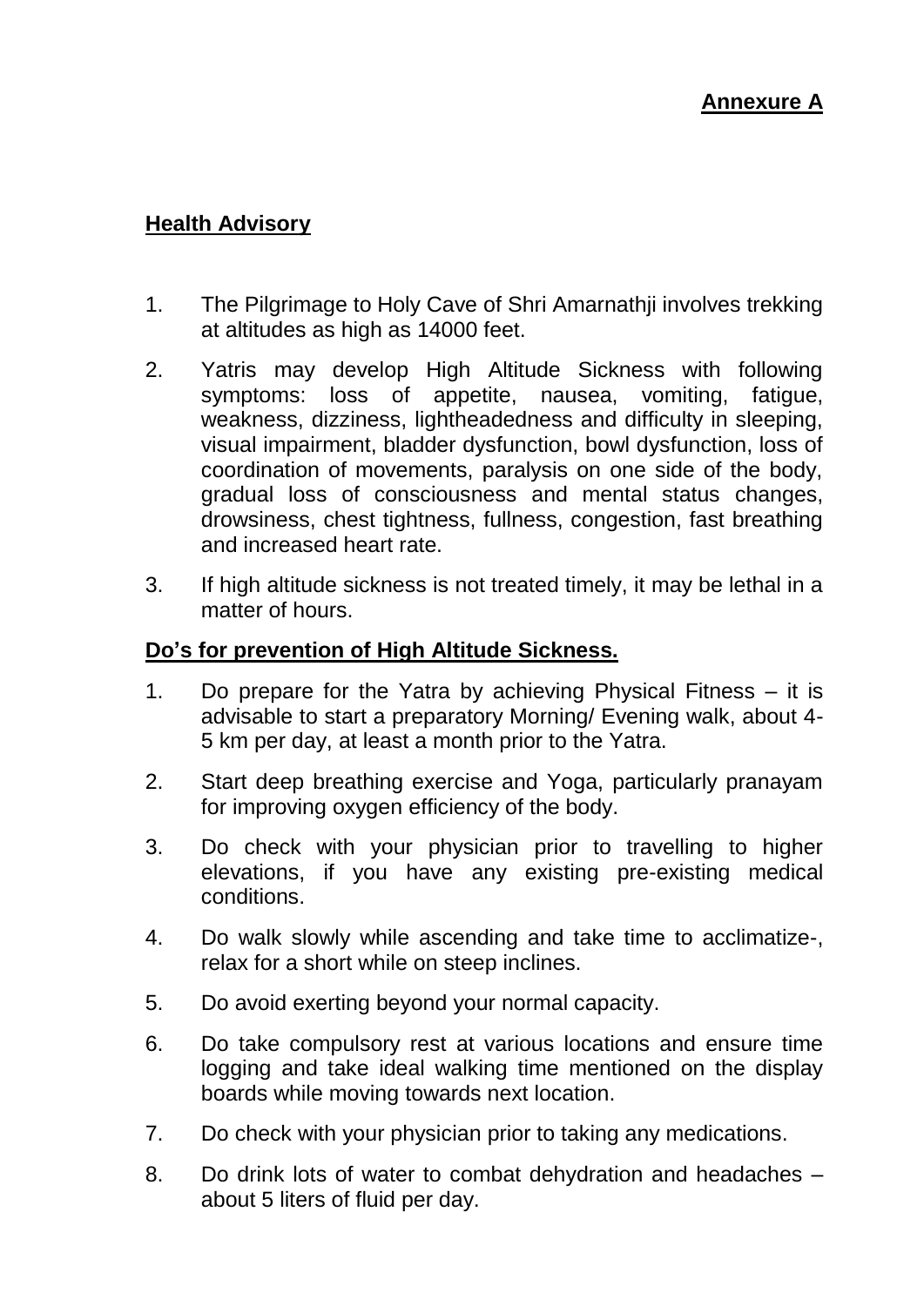**Annexure A**

## Health Advisory

1. The Pilgrimage to Holy Cave of Shri Amarnathji involves trekking at altitudes as high as 14000 feet.
2. Yatris may develop High Altitude Sickness with following symptoms: loss of appetite, nausea, vomiting, fatigue, weakness, dizziness, lightheadedness and difficulty in sleeping, visual impairment, bladder dysfunction, bowl dysfunction, loss of coordination of movements, paralysis on one side of the body, gradual loss of consciousness and mental status changes, drowsiness, chest tightness, fullness, congestion, fast breathing and increased heart rate.
3. If high altitude sickness is not treated timely, it may be lethal in a matter of hours.

## Do's for prevention of High Altitude Sickness.

1. Do prepare for the Yatra by achieving Physical Fitness – it is advisable to start a preparatory Morning/ Evening walk, about 4-5 km per day, at least a month prior to the Yatra.
2. Start deep breathing exercise and Yoga, particularly pranayam for improving oxygen efficiency of the body.
3. Do check with your physician prior to travelling to higher elevations, if you have any existing pre-existing medical conditions.
4. Do walk slowly while ascending and take time to acclimatize-, relax for a short while on steep inclines.
5. Do avoid exerting beyond your normal capacity.
6. Do take compulsory rest at various locations and ensure time logging and take ideal walking time mentioned on the display boards while moving towards next location.
7. Do check with your physician prior to taking any medications.
8. Do drink lots of water to combat dehydration and headaches – about 5 liters of fluid per day.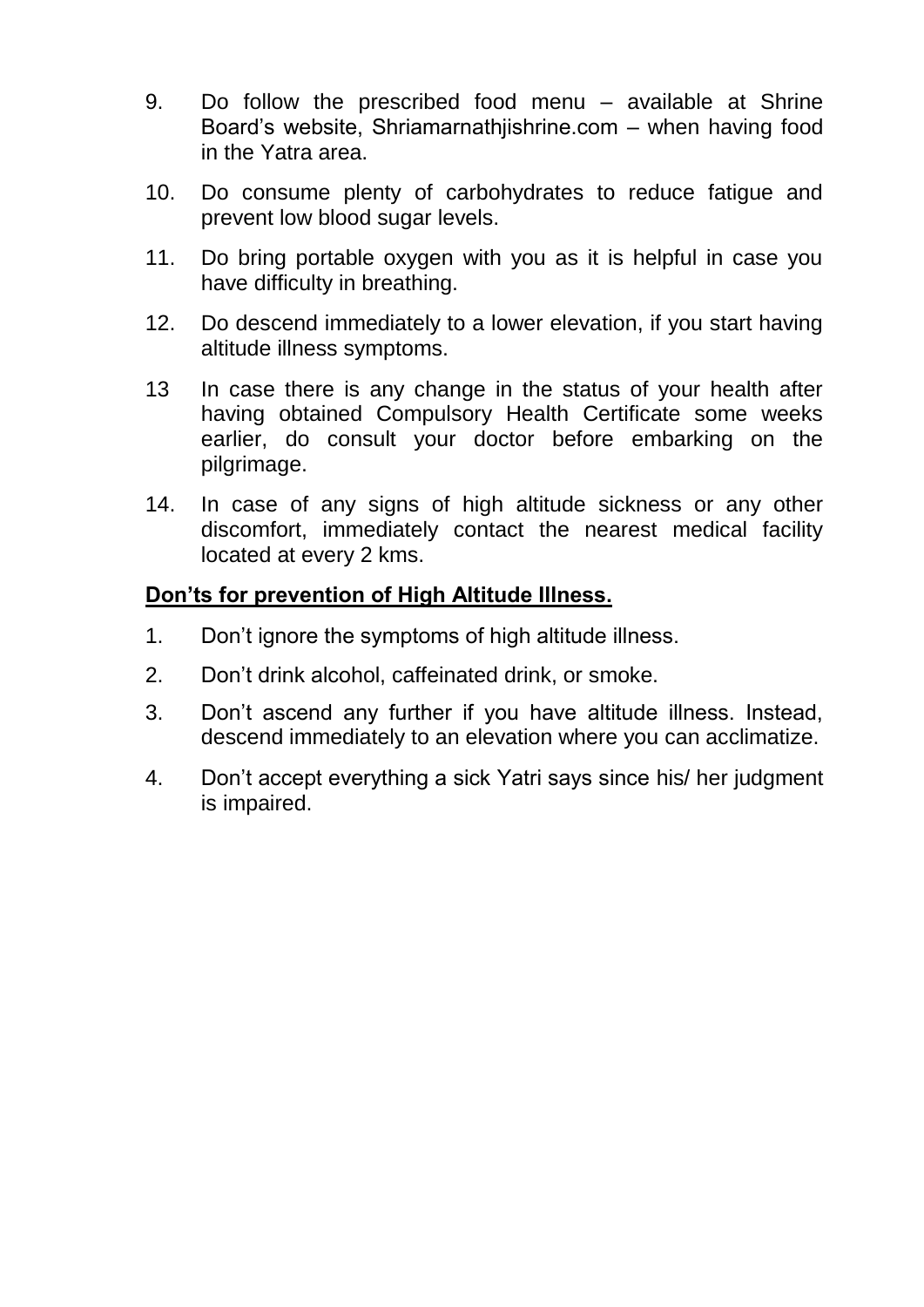9. Do follow the prescribed food menu – available at Shrine Board's website, Shriamarnathjishrine.com – when having food in the Yatra area.

10. Do consume plenty of carbohydrates to reduce fatigue and prevent low blood sugar levels.

11. Do bring portable oxygen with you as it is helpful in case you have difficulty in breathing.

12. Do descend immediately to a lower elevation, if you start having altitude illness symptoms.

13 In case there is any change in the status of your health after having obtained Compulsory Health Certificate some weeks earlier, do consult your doctor before embarking on the pilgrimage.

14. In case of any signs of high altitude sickness or any other discomfort, immediately contact the nearest medical facility located at every 2 kms.

**<u>Don'ts for prevention of High Altitude Illness.</u>**

1. Don't ignore the symptoms of high altitude illness.

2. Don't drink alcohol, caffeinated drink, or smoke.

3. Don't ascend any further if you have altitude illness. Instead, descend immediately to an elevation where you can acclimatize.

4. Don't accept everything a sick Yatri says since his/ her judgment is impaired.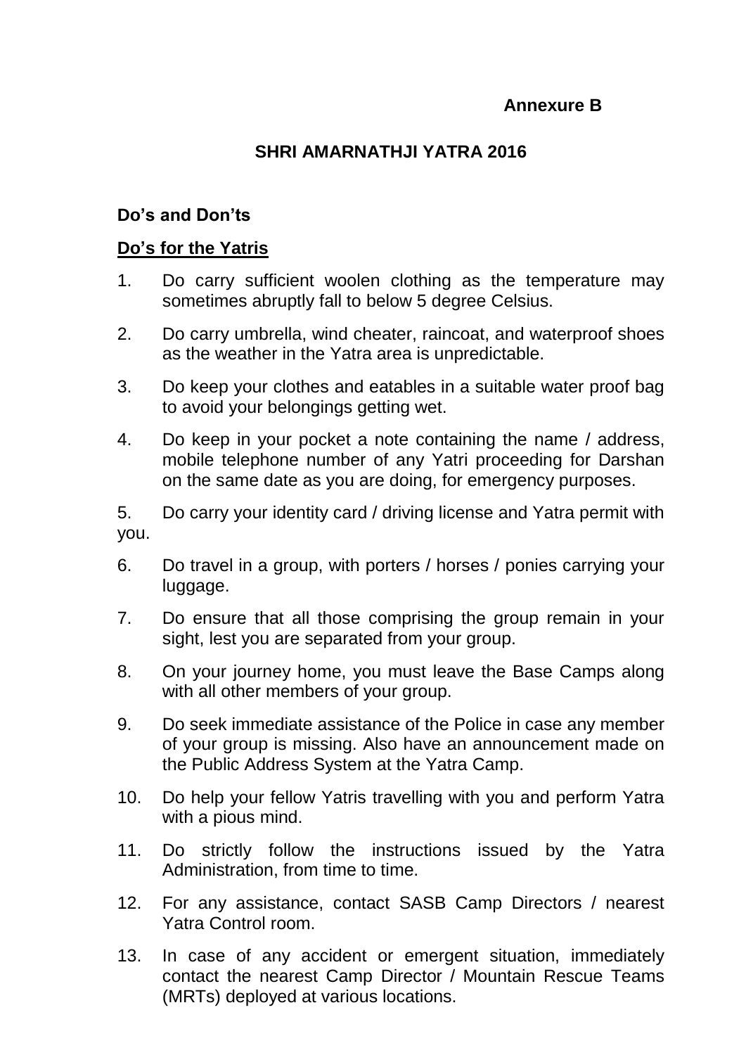**Annexure B**

## SHRI AMARNATHJI YATRA 2016

### Do's and Don'ts

**Do's for the Yatris**

1. Do carry sufficient woolen clothing as the temperature may sometimes abruptly fall to below 5 degree Celsius.
2. Do carry umbrella, wind cheater, raincoat, and waterproof shoes as the weather in the Yatra area is unpredictable.
3. Do keep your clothes and eatables in a suitable water proof bag to avoid your belongings getting wet.
4. Do keep in your pocket a note containing the name / address, mobile telephone number of any Yatri proceeding for Darshan on the same date as you are doing, for emergency purposes.
5. Do carry your identity card / driving license and Yatra permit with you.
6. Do travel in a group, with porters / horses / ponies carrying your luggage.
7. Do ensure that all those comprising the group remain in your sight, lest you are separated from your group.
8. On your journey home, you must leave the Base Camps along with all other members of your group.
9. Do seek immediate assistance of the Police in case any member of your group is missing. Also have an announcement made on the Public Address System at the Yatra Camp.
10. Do help your fellow Yatris travelling with you and perform Yatra with a pious mind.
11. Do strictly follow the instructions issued by the Yatra Administration, from time to time.
12. For any assistance, contact SASB Camp Directors / nearest Yatra Control room.
13. In case of any accident or emergent situation, immediately contact the nearest Camp Director / Mountain Rescue Teams (MRTs) deployed at various locations.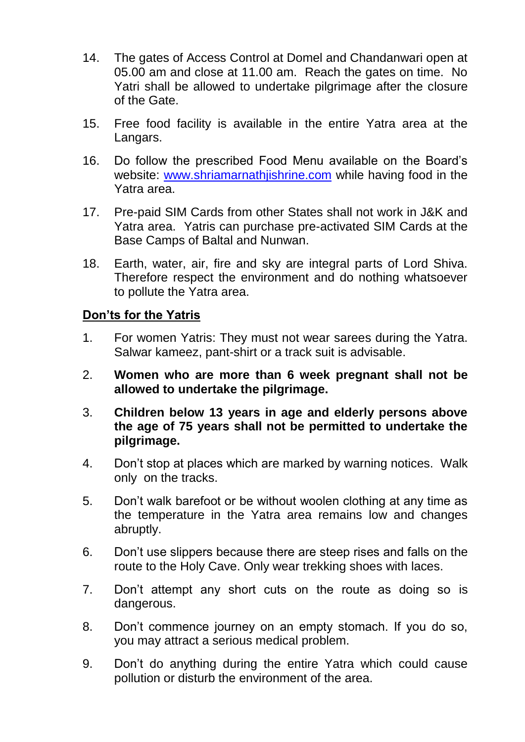14. The gates of Access Control at Domel and Chandanwari open at 05.00 am and close at 11.00 am. Reach the gates on time. No Yatri shall be allowed to undertake pilgrimage after the closure of the Gate.

15. Free food facility is available in the entire Yatra area at the Langars.

16. Do follow the prescribed Food Menu available on the Board's website: [www.shriamarnathjishrine.com](http://www.shriamarnathjishrine.com) while having food in the Yatra area.

17. Pre-paid SIM Cards from other States shall not work in J&K and Yatra area. Yatris can purchase pre-activated SIM Cards at the Base Camps of Baltal and Nunwan.

18. Earth, water, air, fire and sky are integral parts of Lord Shiva. Therefore respect the environment and do nothing whatsoever to pollute the Yatra area.

**Don'ts for the Yatris**

1. For women Yatris: They must not wear sarees during the Yatra. Salwar kameez, pant-shirt or a track suit is advisable.

2. **Women who are more than 6 week pregnant shall not be allowed to undertake the pilgrimage.**

3. **Children below 13 years in age and elderly persons above the age of 75 years shall not be permitted to undertake the pilgrimage.**

4. Don't stop at places which are marked by warning notices. Walk only on the tracks.

5. Don't walk barefoot or be without woolen clothing at any time as the temperature in the Yatra area remains low and changes abruptly.

6. Don't use slippers because there are steep rises and falls on the route to the Holy Cave. Only wear trekking shoes with laces.

7. Don't attempt any short cuts on the route as doing so is dangerous.

8. Don't commence journey on an empty stomach. If you do so, you may attract a serious medical problem.

9. Don't do anything during the entire Yatra which could cause pollution or disturb the environment of the area.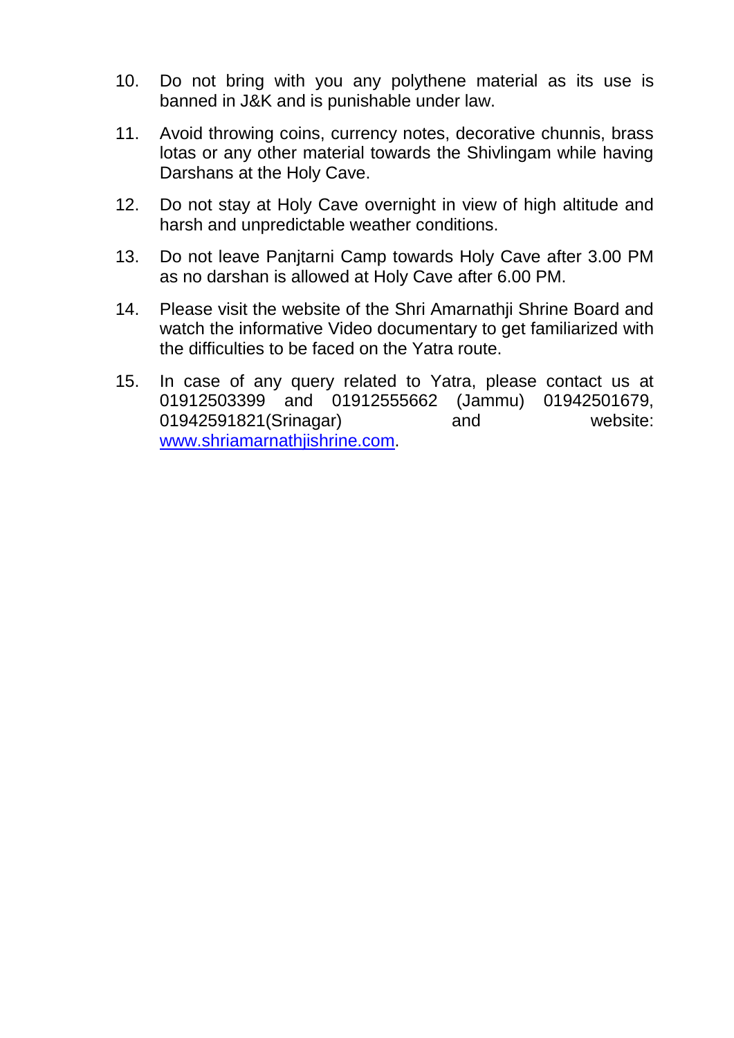10. Do not bring with you any polythene material as its use is banned in J&K and is punishable under law.

11. Avoid throwing coins, currency notes, decorative chunnis, brass lotas or any other material towards the Shivlingam while having Darshans at the Holy Cave.

12. Do not stay at Holy Cave overnight in view of high altitude and harsh and unpredictable weather conditions.

13. Do not leave Panjtarni Camp towards Holy Cave after 3.00 PM as no darshan is allowed at Holy Cave after 6.00 PM.

14. Please visit the website of the Shri Amarnathji Shrine Board and watch the informative Video documentary to get familiarized with the difficulties to be faced on the Yatra route.

15. In case of any query related to Yatra, please contact us at 01912503399 and 01912555662 (Jammu) 01942501679, 01942591821(Srinagar) and website: [www.shriamarnathjishrine.com](http://www.shriamarnathjishrine.com).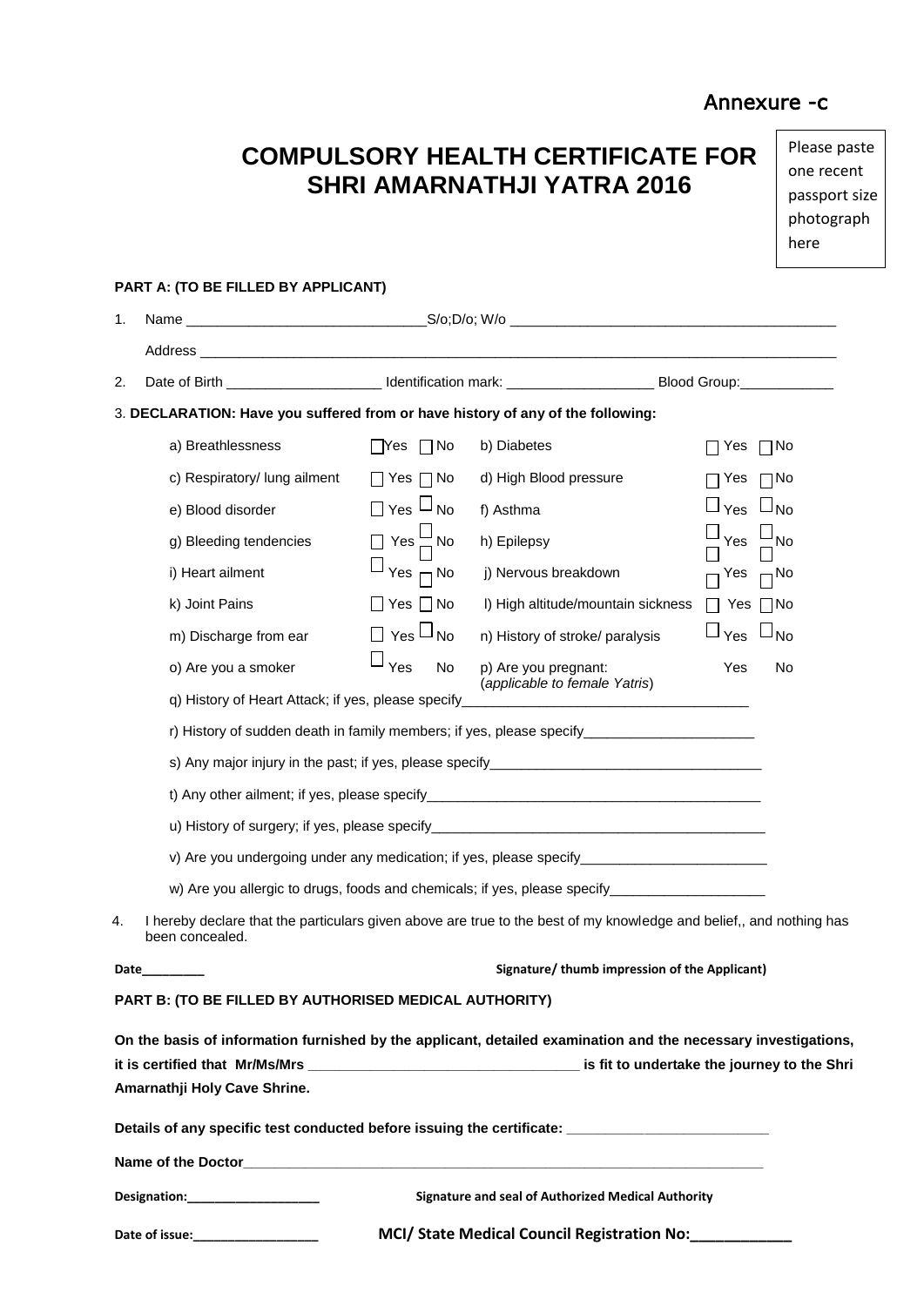Annexure -c

# COMPULSORY HEALTH CERTIFICATE FOR SHRI AMARNATHJI YATRA 2016

Please paste one recent passport size photograph here

**PART A: (TO BE FILLED BY APPLICANT)**

1. Name ______________________________S/o;D/o; W/o ________________________________________

   Address ___________________________________________________________________________________

2. Date of Birth ___________________ Identification mark: __________________ Blood Group:____________

3. **DECLARATION: Have you suffered from or have history of any of the following:**

| | | | |
|---|---|---|---|
| a) Breathlessness | ☐ Yes ☐ No | b) Diabetes | ☐ Yes ☐ No |
| c) Respiratory/ lung ailment | ☐ Yes ☐ No | d) High Blood pressure | ☐ Yes ☐ No |
| e) Blood disorder | ☐ Yes ☐ No | f) Asthma | ☐ Yes ☐ No |
| g) Bleeding tendencies | ☐ Yes ☐ No | h) Epilepsy | ☐ Yes ☐ No |
| i) Heart ailment | ☐ Yes ☐ No | j) Nervous breakdown | ☐ Yes ☐ No |
| k) Joint Pains | ☐ Yes ☐ No | l) High altitude/mountain sickness | ☐ Yes ☐ No |
| m) Discharge from ear | ☐ Yes ☐ No | n) History of stroke/ paralysis | ☐ Yes ☐ No |
| o) Are you a smoker | ☐ Yes No | p) Are you pregnant: (*applicable to female Yatris*) | Yes No |

q) History of Heart Attack; if yes, please specify____________________________________

r) History of sudden death in family members; if yes, please specify_____________________

s) Any major injury in the past; if yes, please specify___________________________________

t) Any other ailment; if yes, please specify__________________________________________

u) History of surgery; if yes, please specify__________________________________________

v) Are you undergoing under any medication; if yes, please specify_______________________

w) Are you allergic to drugs, foods and chemicals; if yes, please specify___________________

4. I hereby declare that the particulars given above are true to the best of my knowledge and belief,, and nothing has been concealed.

**Date________** **Signature/ thumb impression of the Applicant)**

**PART B: (TO BE FILLED BY AUTHORISED MEDICAL AUTHORITY)**

**On the basis of information furnished by the applicant, detailed examination and the necessary investigations, it is certified that Mr/Ms/Mrs __________________________________ is fit to undertake the journey to the Shri Amarnathji Holy Cave Shrine.**

**Details of any specific test conducted before issuing the certificate: _________________________**

**Name of the Doctor____________________________________________________________________**

**Designation:___________________** **Signature and seal of Authorized Medical Authority**

**Date of issue:_________________** **MCI/ State Medical Council Registration No:____________**